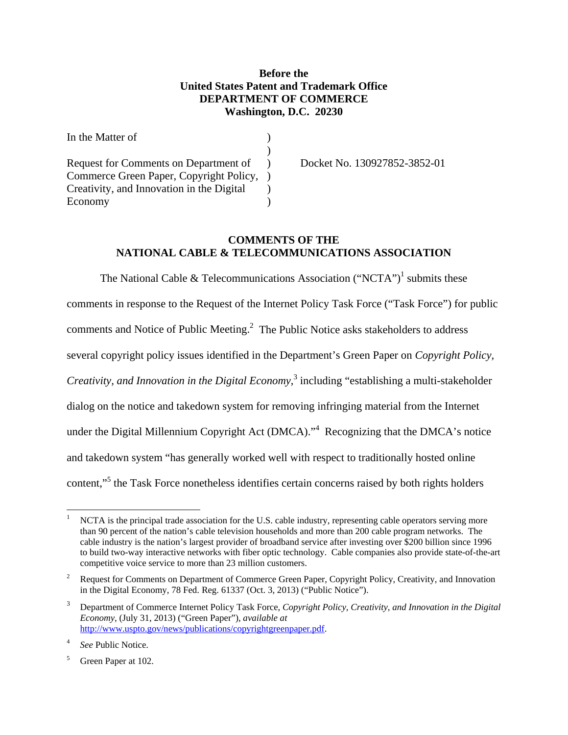**Before the**
**United States Patent and Trademark Office**
**DEPARTMENT OF COMMERCE**
**Washington, D.C. 20230**

| | | |
|---|---|---|
| In the Matter of | ) | |
| | ) | |
| Request for Comments on Department of Commerce Green Paper, Copyright Policy, Creativity, and Innovation in the Digital Economy | ) | Docket No. 130927852-3852-01 |

## COMMENTS OF THE NATIONAL CABLE & TELECOMMUNICATIONS ASSOCIATION

The National Cable & Telecommunications Association ("NCTA")[1] submits these comments in response to the Request of the Internet Policy Task Force ("Task Force") for public comments and Notice of Public Meeting.[2] The Public Notice asks stakeholders to address several copyright policy issues identified in the Department's Green Paper on *Copyright Policy, Creativity, and Innovation in the Digital Economy*,[3] including "establishing a multi-stakeholder dialog on the notice and takedown system for removing infringing material from the Internet under the Digital Millennium Copyright Act (DMCA)."[4] Recognizing that the DMCA's notice and takedown system "has generally worked well with respect to traditionally hosted online content,"[5] the Task Force nonetheless identifies certain concerns raised by both rights holders

---

[1] NCTA is the principal trade association for the U.S. cable industry, representing cable operators serving more than 90 percent of the nation's cable television households and more than 200 cable program networks. The cable industry is the nation's largest provider of broadband service after investing over $200 billion since 1996 to build two-way interactive networks with fiber optic technology. Cable companies also provide state-of-the-art competitive voice service to more than 23 million customers.

[2] Request for Comments on Department of Commerce Green Paper, Copyright Policy, Creativity, and Innovation in the Digital Economy, 78 Fed. Reg. 61337 (Oct. 3, 2013) ("Public Notice").

[3] Department of Commerce Internet Policy Task Force, *Copyright Policy, Creativity, and Innovation in the Digital Economy*, (July 31, 2013) ("Green Paper"), *available at* http://www.uspto.gov/news/publications/copyrightgreenpaper.pdf.

[4] *See* Public Notice.

[5] Green Paper at 102.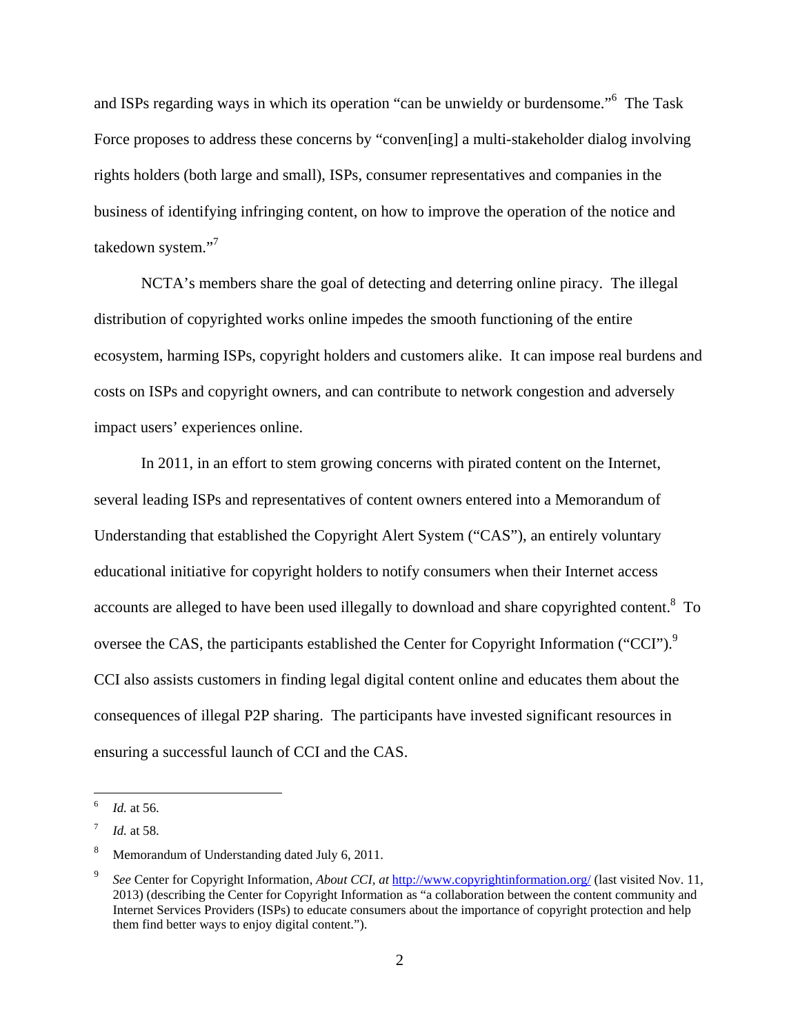and ISPs regarding ways in which its operation "can be unwieldy or burdensome."[6] The Task Force proposes to address these concerns by "conven[ing] a multi-stakeholder dialog involving rights holders (both large and small), ISPs, consumer representatives and companies in the business of identifying infringing content, on how to improve the operation of the notice and takedown system."[7]

NCTA's members share the goal of detecting and deterring online piracy. The illegal distribution of copyrighted works online impedes the smooth functioning of the entire ecosystem, harming ISPs, copyright holders and customers alike. It can impose real burdens and costs on ISPs and copyright owners, and can contribute to network congestion and adversely impact users' experiences online.

In 2011, in an effort to stem growing concerns with pirated content on the Internet, several leading ISPs and representatives of content owners entered into a Memorandum of Understanding that established the Copyright Alert System ("CAS"), an entirely voluntary educational initiative for copyright holders to notify consumers when their Internet access accounts are alleged to have been used illegally to download and share copyrighted content.[8] To oversee the CAS, the participants established the Center for Copyright Information ("CCI").[9] CCI also assists customers in finding legal digital content online and educates them about the consequences of illegal P2P sharing. The participants have invested significant resources in ensuring a successful launch of CCI and the CAS.

---

[6] *Id.* at 56.

[7] *Id.* at 58.

[8] Memorandum of Understanding dated July 6, 2011.

[9] *See* Center for Copyright Information, *About CCI, at* http://www.copyrightinformation.org/ (last visited Nov. 11, 2013) (describing the Center for Copyright Information as "a collaboration between the content community and Internet Services Providers (ISPs) to educate consumers about the importance of copyright protection and help them find better ways to enjoy digital content.").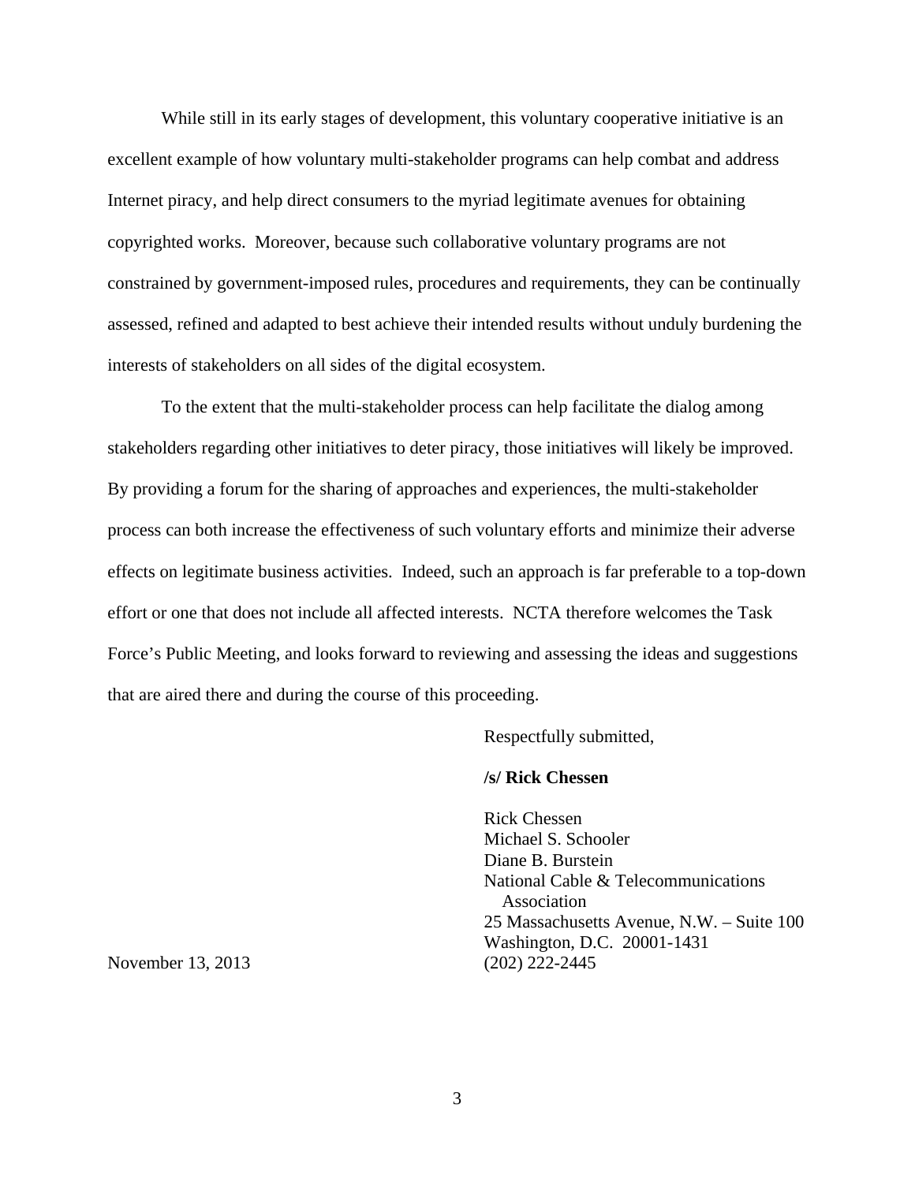While still in its early stages of development, this voluntary cooperative initiative is an excellent example of how voluntary multi-stakeholder programs can help combat and address Internet piracy, and help direct consumers to the myriad legitimate avenues for obtaining copyrighted works. Moreover, because such collaborative voluntary programs are not constrained by government-imposed rules, procedures and requirements, they can be continually assessed, refined and adapted to best achieve their intended results without unduly burdening the interests of stakeholders on all sides of the digital ecosystem.

To the extent that the multi-stakeholder process can help facilitate the dialog among stakeholders regarding other initiatives to deter piracy, those initiatives will likely be improved. By providing a forum for the sharing of approaches and experiences, the multi-stakeholder process can both increase the effectiveness of such voluntary efforts and minimize their adverse effects on legitimate business activities. Indeed, such an approach is far preferable to a top-down effort or one that does not include all affected interests. NCTA therefore welcomes the Task Force's Public Meeting, and looks forward to reviewing and assessing the ideas and suggestions that are aired there and during the course of this proceeding.

Respectfully submitted,

**/s/ Rick Chessen**

Rick Chessen
Michael S. Schooler
Diane B. Burstein
National Cable & Telecommunications Association
25 Massachusetts Avenue, N.W. – Suite 100
Washington, D.C. 20001-1431
(202) 222-2445

November 13, 2013